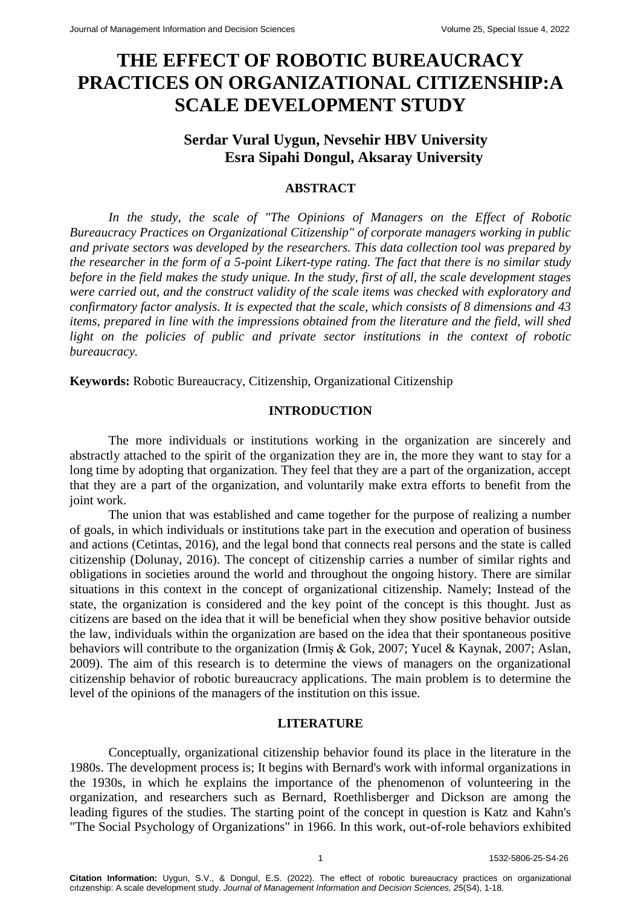# THE EFFECT OF ROBOTIC BUREAUCRACY PRACTICES ON ORGANIZATIONAL CITIZENSHIP:A SCALE DEVELOPMENT STUDY

**Serdar Vural Uygun, Nevsehir HBV University**
**Esra Sipahi Dongul, Aksaray University**

## ABSTRACT

*In the study, the scale of "The Opinions of Managers on the Effect of Robotic Bureaucracy Practices on Organizational Citizenship" of corporate managers working in public and private sectors was developed by the researchers. This data collection tool was prepared by the researcher in the form of a 5-point Likert-type rating. The fact that there is no similar study before in the field makes the study unique. In the study, first of all, the scale development stages were carried out, and the construct validity of the scale items was checked with exploratory and confirmatory factor analysis. It is expected that the scale, which consists of 8 dimensions and 43 items, prepared in line with the impressions obtained from the literature and the field, will shed light on the policies of public and private sector institutions in the context of robotic bureaucracy.*

**Keywords:** Robotic Bureaucracy, Citizenship, Organizational Citizenship

## INTRODUCTION

The more individuals or institutions working in the organization are sincerely and abstractly attached to the spirit of the organization they are in, the more they want to stay for a long time by adopting that organization. They feel that they are a part of the organization, accept that they are a part of the organization, and voluntarily make extra efforts to benefit from the joint work.

The union that was established and came together for the purpose of realizing a number of goals, in which individuals or institutions take part in the execution and operation of business and actions (Cetintas, 2016), and the legal bond that connects real persons and the state is called citizenship (Dolunay, 2016). The concept of citizenship carries a number of similar rights and obligations in societies around the world and throughout the ongoing history. There are similar situations in this context in the concept of organizational citizenship. Namely; Instead of the state, the organization is considered and the key point of the concept is this thought. Just as citizens are based on the idea that it will be beneficial when they show positive behavior outside the law, individuals within the organization are based on the idea that their spontaneous positive behaviors will contribute to the organization (Irmiş & Gok, 2007; Yucel & Kaynak, 2007; Aslan, 2009). The aim of this research is to determine the views of managers on the organizational citizenship behavior of robotic bureaucracy applications. The main problem is to determine the level of the opinions of the managers of the institution on this issue.

## LITERATURE

Conceptually, organizational citizenship behavior found its place in the literature in the 1980s. The development process is; It begins with Bernard's work with informal organizations in the 1930s, in which he explains the importance of the phenomenon of volunteering in the organization, and researchers such as Bernard, Roethlisberger and Dickson are among the leading figures of the studies. The starting point of the concept in question is Katz and Kahn's "The Social Psychology of Organizations" in 1966. In this work, out-of-role behaviors exhibited

**Citation Information:** Uygun, S.V., & Dongul, E.S. (2022). The effect of robotic bureaucracy practices on organizational cıtızenship: A scale development study. *Journal of Management Information and Decision Sciences, 25*(S4), 1-18.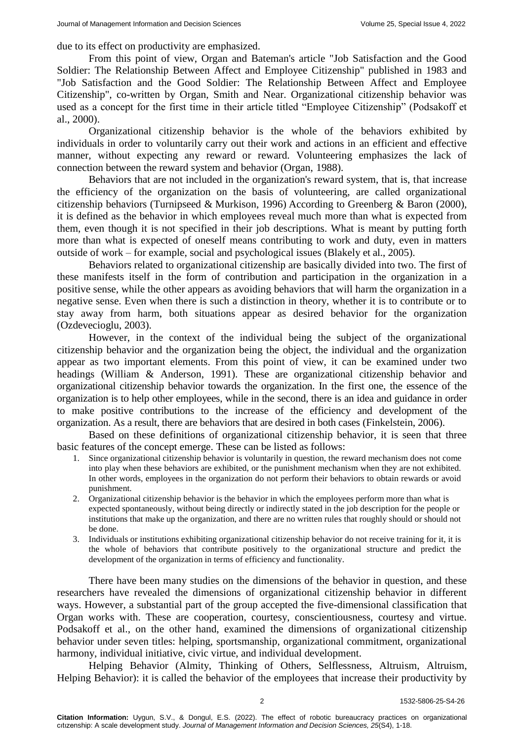due to its effect on productivity are emphasized.

From this point of view, Organ and Bateman's article "Job Satisfaction and the Good Soldier: The Relationship Between Affect and Employee Citizenship" published in 1983 and "Job Satisfaction and the Good Soldier: The Relationship Between Affect and Employee Citizenship", co-written by Organ, Smith and Near. Organizational citizenship behavior was used as a concept for the first time in their article titled "Employee Citizenship" (Podsakoff et al., 2000).

Organizational citizenship behavior is the whole of the behaviors exhibited by individuals in order to voluntarily carry out their work and actions in an efficient and effective manner, without expecting any reward or reward. Volunteering emphasizes the lack of connection between the reward system and behavior (Organ, 1988).

Behaviors that are not included in the organization's reward system, that is, that increase the efficiency of the organization on the basis of volunteering, are called organizational citizenship behaviors (Turnipseed & Murkison, 1996) According to Greenberg & Baron (2000), it is defined as the behavior in which employees reveal much more than what is expected from them, even though it is not specified in their job descriptions. What is meant by putting forth more than what is expected of oneself means contributing to work and duty, even in matters outside of work – for example, social and psychological issues (Blakely et al., 2005).

Behaviors related to organizational citizenship are basically divided into two. The first of these manifests itself in the form of contribution and participation in the organization in a positive sense, while the other appears as avoiding behaviors that will harm the organization in a negative sense. Even when there is such a distinction in theory, whether it is to contribute or to stay away from harm, both situations appear as desired behavior for the organization (Ozdevecioglu, 2003).

However, in the context of the individual being the subject of the organizational citizenship behavior and the organization being the object, the individual and the organization appear as two important elements. From this point of view, it can be examined under two headings (William & Anderson, 1991). These are organizational citizenship behavior and organizational citizenship behavior towards the organization. In the first one, the essence of the organization is to help other employees, while in the second, there is an idea and guidance in order to make positive contributions to the increase of the efficiency and development of the organization. As a result, there are behaviors that are desired in both cases (Finkelstein, 2006).

Based on these definitions of organizational citizenship behavior, it is seen that three basic features of the concept emerge. These can be listed as follows:

1. Since organizational citizenship behavior is voluntarily in question, the reward mechanism does not come into play when these behaviors are exhibited, or the punishment mechanism when they are not exhibited. In other words, employees in the organization do not perform their behaviors to obtain rewards or avoid punishment.
2. Organizational citizenship behavior is the behavior in which the employees perform more than what is expected spontaneously, without being directly or indirectly stated in the job description for the people or institutions that make up the organization, and there are no written rules that roughly should or should not be done.
3. Individuals or institutions exhibiting organizational citizenship behavior do not receive training for it, it is the whole of behaviors that contribute positively to the organizational structure and predict the development of the organization in terms of efficiency and functionality.

There have been many studies on the dimensions of the behavior in question, and these researchers have revealed the dimensions of organizational citizenship behavior in different ways. However, a substantial part of the group accepted the five-dimensional classification that Organ works with. These are cooperation, courtesy, conscientiousness, courtesy and virtue. Podsakoff et al., on the other hand, examined the dimensions of organizational citizenship behavior under seven titles: helping, sportsmanship, organizational commitment, organizational harmony, individual initiative, civic virtue, and individual development.

Helping Behavior (Almity, Thinking of Others, Selflessness, Altruism, Altruism, Helping Behavior): it is called the behavior of the employees that increase their productivity by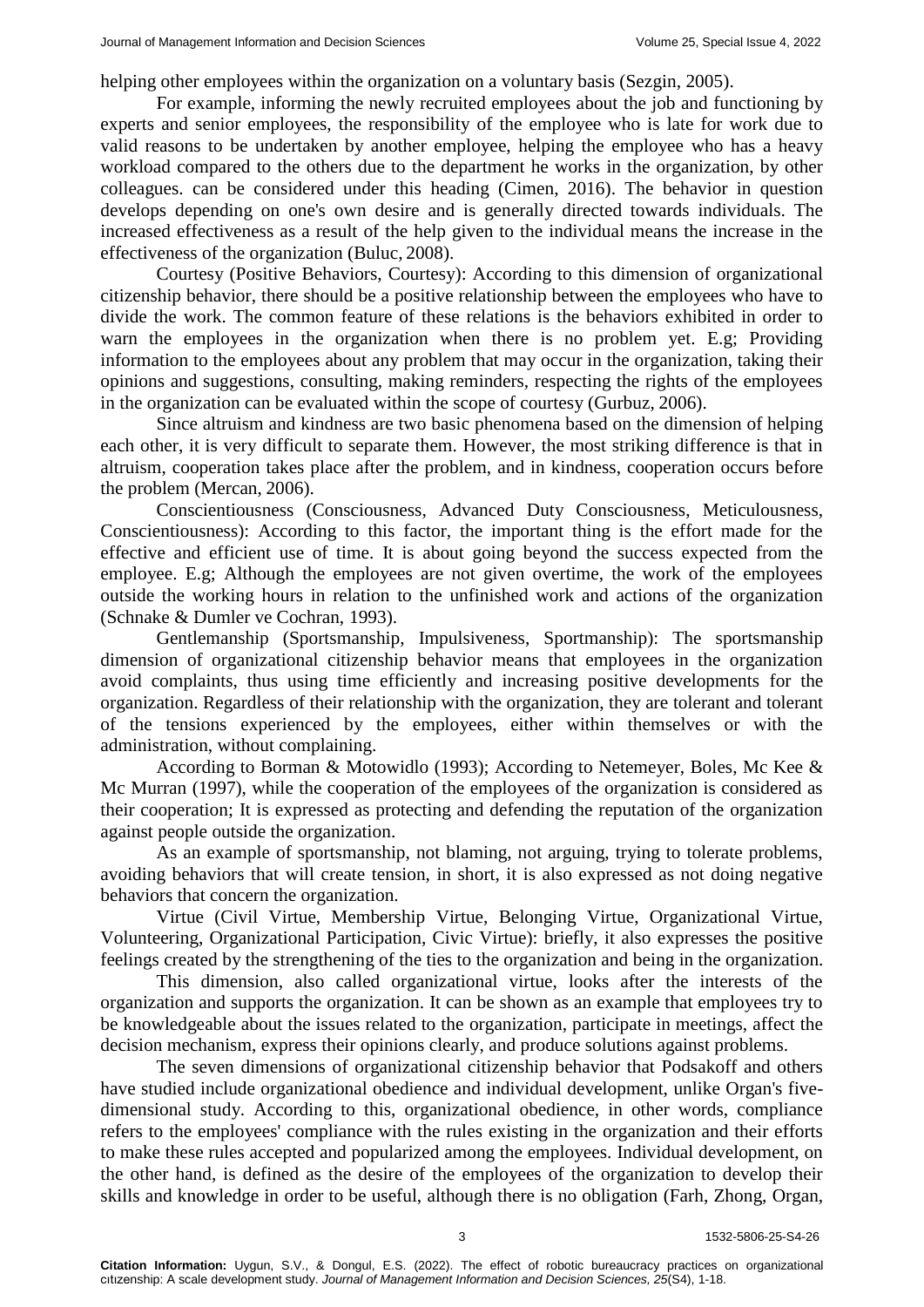helping other employees within the organization on a voluntary basis (Sezgin, 2005).

For example, informing the newly recruited employees about the job and functioning by experts and senior employees, the responsibility of the employee who is late for work due to valid reasons to be undertaken by another employee, helping the employee who has a heavy workload compared to the others due to the department he works in the organization, by other colleagues. can be considered under this heading (Cimen, 2016). The behavior in question develops depending on one's own desire and is generally directed towards individuals. The increased effectiveness as a result of the help given to the individual means the increase in the effectiveness of the organization (Buluc, 2008).

Courtesy (Positive Behaviors, Courtesy): According to this dimension of organizational citizenship behavior, there should be a positive relationship between the employees who have to divide the work. The common feature of these relations is the behaviors exhibited in order to warn the employees in the organization when there is no problem yet. E.g; Providing information to the employees about any problem that may occur in the organization, taking their opinions and suggestions, consulting, making reminders, respecting the rights of the employees in the organization can be evaluated within the scope of courtesy (Gurbuz, 2006).

Since altruism and kindness are two basic phenomena based on the dimension of helping each other, it is very difficult to separate them. However, the most striking difference is that in altruism, cooperation takes place after the problem, and in kindness, cooperation occurs before the problem (Mercan, 2006).

Conscientiousness (Consciousness, Advanced Duty Consciousness, Meticulousness, Conscientiousness): According to this factor, the important thing is the effort made for the effective and efficient use of time. It is about going beyond the success expected from the employee. E.g; Although the employees are not given overtime, the work of the employees outside the working hours in relation to the unfinished work and actions of the organization (Schnake & Dumler ve Cochran, 1993).

Gentlemanship (Sportsmanship, Impulsiveness, Sportmanship): The sportsmanship dimension of organizational citizenship behavior means that employees in the organization avoid complaints, thus using time efficiently and increasing positive developments for the organization. Regardless of their relationship with the organization, they are tolerant and tolerant of the tensions experienced by the employees, either within themselves or with the administration, without complaining.

According to Borman & Motowidlo (1993); According to Netemeyer, Boles, Mc Kee & Mc Murran (1997), while the cooperation of the employees of the organization is considered as their cooperation; It is expressed as protecting and defending the reputation of the organization against people outside the organization.

As an example of sportsmanship, not blaming, not arguing, trying to tolerate problems, avoiding behaviors that will create tension, in short, it is also expressed as not doing negative behaviors that concern the organization.

Virtue (Civil Virtue, Membership Virtue, Belonging Virtue, Organizational Virtue, Volunteering, Organizational Participation, Civic Virtue): briefly, it also expresses the positive feelings created by the strengthening of the ties to the organization and being in the organization.

This dimension, also called organizational virtue, looks after the interests of the organization and supports the organization. It can be shown as an example that employees try to be knowledgeable about the issues related to the organization, participate in meetings, affect the decision mechanism, express their opinions clearly, and produce solutions against problems.

The seven dimensions of organizational citizenship behavior that Podsakoff and others have studied include organizational obedience and individual development, unlike Organ's five-dimensional study. According to this, organizational obedience, in other words, compliance refers to the employees' compliance with the rules existing in the organization and their efforts to make these rules accepted and popularized among the employees. Individual development, on the other hand, is defined as the desire of the employees of the organization to develop their skills and knowledge in order to be useful, although there is no obligation (Farh, Zhong, Organ,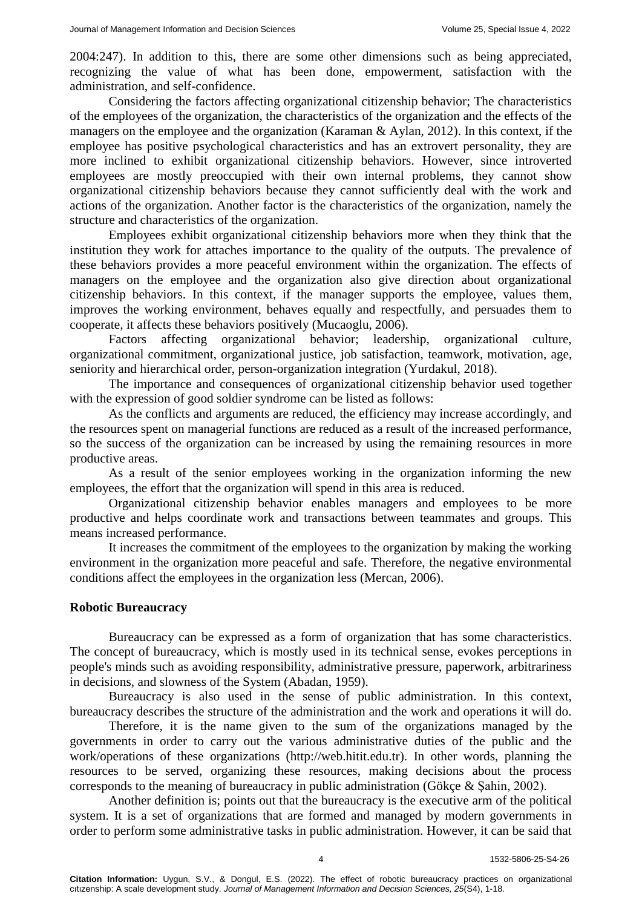2004:247). In addition to this, there are some other dimensions such as being appreciated, recognizing the value of what has been done, empowerment, satisfaction with the administration, and self-confidence.

Considering the factors affecting organizational citizenship behavior; The characteristics of the employees of the organization, the characteristics of the organization and the effects of the managers on the employee and the organization (Karaman & Aylan, 2012). In this context, if the employee has positive psychological characteristics and has an extrovert personality, they are more inclined to exhibit organizational citizenship behaviors. However, since introverted employees are mostly preoccupied with their own internal problems, they cannot show organizational citizenship behaviors because they cannot sufficiently deal with the work and actions of the organization. Another factor is the characteristics of the organization, namely the structure and characteristics of the organization.

Employees exhibit organizational citizenship behaviors more when they think that the institution they work for attaches importance to the quality of the outputs. The prevalence of these behaviors provides a more peaceful environment within the organization. The effects of managers on the employee and the organization also give direction about organizational citizenship behaviors. In this context, if the manager supports the employee, values them, improves the working environment, behaves equally and respectfully, and persuades them to cooperate, it affects these behaviors positively (Mucaoglu, 2006).

Factors affecting organizational behavior; leadership, organizational culture, organizational commitment, organizational justice, job satisfaction, teamwork, motivation, age, seniority and hierarchical order, person-organization integration (Yurdakul, 2018).

The importance and consequences of organizational citizenship behavior used together with the expression of good soldier syndrome can be listed as follows:

As the conflicts and arguments are reduced, the efficiency may increase accordingly, and the resources spent on managerial functions are reduced as a result of the increased performance, so the success of the organization can be increased by using the remaining resources in more productive areas.

As a result of the senior employees working in the organization informing the new employees, the effort that the organization will spend in this area is reduced.

Organizational citizenship behavior enables managers and employees to be more productive and helps coordinate work and transactions between teammates and groups. This means increased performance.

It increases the commitment of the employees to the organization by making the working environment in the organization more peaceful and safe. Therefore, the negative environmental conditions affect the employees in the organization less (Mercan, 2006).

## Robotic Bureaucracy

Bureaucracy can be expressed as a form of organization that has some characteristics. The concept of bureaucracy, which is mostly used in its technical sense, evokes perceptions in people's minds such as avoiding responsibility, administrative pressure, paperwork, arbitrariness in decisions, and slowness of the System (Abadan, 1959).

Bureaucracy is also used in the sense of public administration. In this context, bureaucracy describes the structure of the administration and the work and operations it will do.

Therefore, it is the name given to the sum of the organizations managed by the governments in order to carry out the various administrative duties of the public and the work/operations of these organizations (http://web.hitit.edu.tr). In other words, planning the resources to be served, organizing these resources, making decisions about the process corresponds to the meaning of bureaucracy in public administration (Gökçe & Şahin, 2002).

Another definition is; points out that the bureaucracy is the executive arm of the political system. It is a set of organizations that are formed and managed by modern governments in order to perform some administrative tasks in public administration. However, it can be said that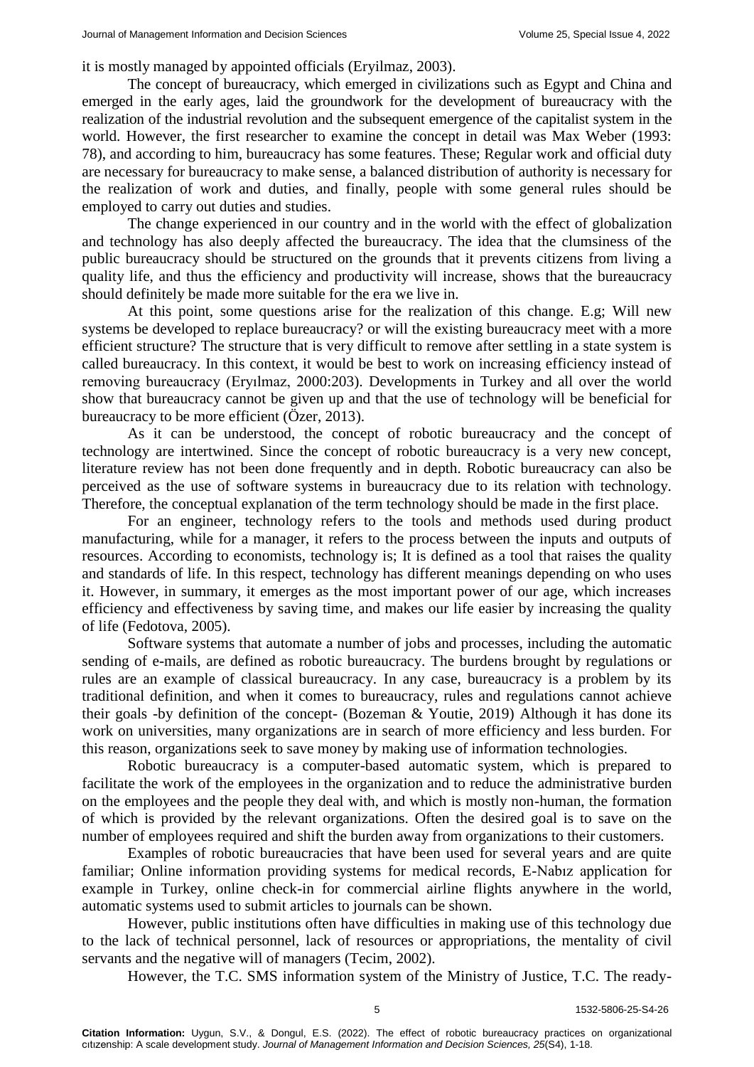it is mostly managed by appointed officials (Eryilmaz, 2003).

The concept of bureaucracy, which emerged in civilizations such as Egypt and China and emerged in the early ages, laid the groundwork for the development of bureaucracy with the realization of the industrial revolution and the subsequent emergence of the capitalist system in the world. However, the first researcher to examine the concept in detail was Max Weber (1993: 78), and according to him, bureaucracy has some features. These; Regular work and official duty are necessary for bureaucracy to make sense, a balanced distribution of authority is necessary for the realization of work and duties, and finally, people with some general rules should be employed to carry out duties and studies.

The change experienced in our country and in the world with the effect of globalization and technology has also deeply affected the bureaucracy. The idea that the clumsiness of the public bureaucracy should be structured on the grounds that it prevents citizens from living a quality life, and thus the efficiency and productivity will increase, shows that the bureaucracy should definitely be made more suitable for the era we live in.

At this point, some questions arise for the realization of this change. E.g; Will new systems be developed to replace bureaucracy? or will the existing bureaucracy meet with a more efficient structure? The structure that is very difficult to remove after settling in a state system is called bureaucracy. In this context, it would be best to work on increasing efficiency instead of removing bureaucracy (Eryılmaz, 2000:203). Developments in Turkey and all over the world show that bureaucracy cannot be given up and that the use of technology will be beneficial for bureaucracy to be more efficient (Özer, 2013).

As it can be understood, the concept of robotic bureaucracy and the concept of technology are intertwined. Since the concept of robotic bureaucracy is a very new concept, literature review has not been done frequently and in depth. Robotic bureaucracy can also be perceived as the use of software systems in bureaucracy due to its relation with technology. Therefore, the conceptual explanation of the term technology should be made in the first place.

For an engineer, technology refers to the tools and methods used during product manufacturing, while for a manager, it refers to the process between the inputs and outputs of resources. According to economists, technology is; It is defined as a tool that raises the quality and standards of life. In this respect, technology has different meanings depending on who uses it. However, in summary, it emerges as the most important power of our age, which increases efficiency and effectiveness by saving time, and makes our life easier by increasing the quality of life (Fedotova, 2005).

Software systems that automate a number of jobs and processes, including the automatic sending of e-mails, are defined as robotic bureaucracy. The burdens brought by regulations or rules are an example of classical bureaucracy. In any case, bureaucracy is a problem by its traditional definition, and when it comes to bureaucracy, rules and regulations cannot achieve their goals -by definition of the concept- (Bozeman & Youtie, 2019) Although it has done its work on universities, many organizations are in search of more efficiency and less burden. For this reason, organizations seek to save money by making use of information technologies.

Robotic bureaucracy is a computer-based automatic system, which is prepared to facilitate the work of the employees in the organization and to reduce the administrative burden on the employees and the people they deal with, and which is mostly non-human, the formation of which is provided by the relevant organizations. Often the desired goal is to save on the number of employees required and shift the burden away from organizations to their customers.

Examples of robotic bureaucracies that have been used for several years and are quite familiar; Online information providing systems for medical records, E-Nabız application for example in Turkey, online check-in for commercial airline flights anywhere in the world, automatic systems used to submit articles to journals can be shown.

However, public institutions often have difficulties in making use of this technology due to the lack of technical personnel, lack of resources or appropriations, the mentality of civil servants and the negative will of managers (Tecim, 2002).

However, the T.C. SMS information system of the Ministry of Justice, T.C. The ready-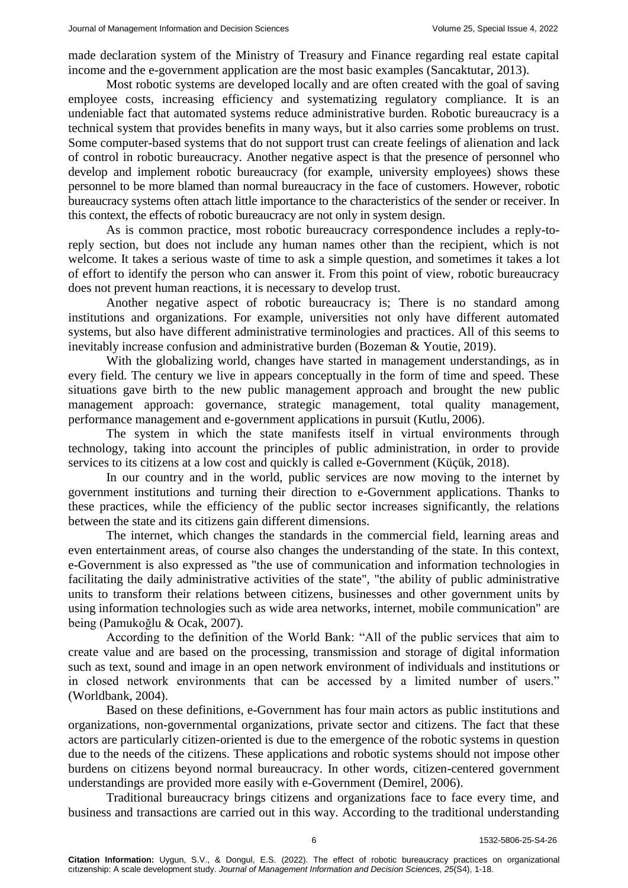made declaration system of the Ministry of Treasury and Finance regarding real estate capital income and the e-government application are the most basic examples (Sancaktutar, 2013).

Most robotic systems are developed locally and are often created with the goal of saving employee costs, increasing efficiency and systematizing regulatory compliance. It is an undeniable fact that automated systems reduce administrative burden. Robotic bureaucracy is a technical system that provides benefits in many ways, but it also carries some problems on trust. Some computer-based systems that do not support trust can create feelings of alienation and lack of control in robotic bureaucracy. Another negative aspect is that the presence of personnel who develop and implement robotic bureaucracy (for example, university employees) shows these personnel to be more blamed than normal bureaucracy in the face of customers. However, robotic bureaucracy systems often attach little importance to the characteristics of the sender or receiver. In this context, the effects of robotic bureaucracy are not only in system design.

As is common practice, most robotic bureaucracy correspondence includes a reply-to-reply section, but does not include any human names other than the recipient, which is not welcome. It takes a serious waste of time to ask a simple question, and sometimes it takes a lot of effort to identify the person who can answer it. From this point of view, robotic bureaucracy does not prevent human reactions, it is necessary to develop trust.

Another negative aspect of robotic bureaucracy is; There is no standard among institutions and organizations. For example, universities not only have different automated systems, but also have different administrative terminologies and practices. All of this seems to inevitably increase confusion and administrative burden (Bozeman & Youtie, 2019).

With the globalizing world, changes have started in management understandings, as in every field. The century we live in appears conceptually in the form of time and speed. These situations gave birth to the new public management approach and brought the new public management approach: governance, strategic management, total quality management, performance management and e-government applications in pursuit (Kutlu, 2006).

The system in which the state manifests itself in virtual environments through technology, taking into account the principles of public administration, in order to provide services to its citizens at a low cost and quickly is called e-Government (Küçük, 2018).

In our country and in the world, public services are now moving to the internet by government institutions and turning their direction to e-Government applications. Thanks to these practices, while the efficiency of the public sector increases significantly, the relations between the state and its citizens gain different dimensions.

The internet, which changes the standards in the commercial field, learning areas and even entertainment areas, of course also changes the understanding of the state. In this context, e-Government is also expressed as "the use of communication and information technologies in facilitating the daily administrative activities of the state", "the ability of public administrative units to transform their relations between citizens, businesses and other government units by using information technologies such as wide area networks, internet, mobile communication" are being (Pamukoğlu & Ocak, 2007).

According to the definition of the World Bank: "All of the public services that aim to create value and are based on the processing, transmission and storage of digital information such as text, sound and image in an open network environment of individuals and institutions or in closed network environments that can be accessed by a limited number of users." (Worldbank, 2004).

Based on these definitions, e-Government has four main actors as public institutions and organizations, non-governmental organizations, private sector and citizens. The fact that these actors are particularly citizen-oriented is due to the emergence of the robotic systems in question due to the needs of the citizens. These applications and robotic systems should not impose other burdens on citizens beyond normal bureaucracy. In other words, citizen-centered government understandings are provided more easily with e-Government (Demirel, 2006).

Traditional bureaucracy brings citizens and organizations face to face every time, and business and transactions are carried out in this way. According to the traditional understanding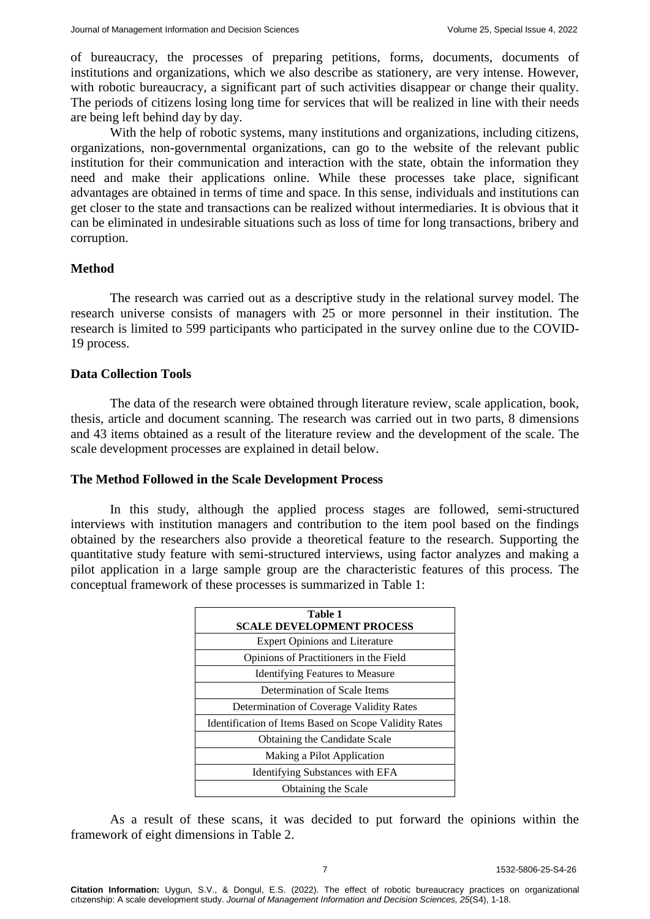of bureaucracy, the processes of preparing petitions, forms, documents, documents of institutions and organizations, which we also describe as stationery, are very intense. However, with robotic bureaucracy, a significant part of such activities disappear or change their quality. The periods of citizens losing long time for services that will be realized in line with their needs are being left behind day by day.

With the help of robotic systems, many institutions and organizations, including citizens, organizations, non-governmental organizations, can go to the website of the relevant public institution for their communication and interaction with the state, obtain the information they need and make their applications online. While these processes take place, significant advantages are obtained in terms of time and space. In this sense, individuals and institutions can get closer to the state and transactions can be realized without intermediaries. It is obvious that it can be eliminated in undesirable situations such as loss of time for long transactions, bribery and corruption.

## Method

The research was carried out as a descriptive study in the relational survey model. The research universe consists of managers with 25 or more personnel in their institution. The research is limited to 599 participants who participated in the survey online due to the COVID-19 process.

## Data Collection Tools

The data of the research were obtained through literature review, scale application, book, thesis, article and document scanning. The research was carried out in two parts, 8 dimensions and 43 items obtained as a result of the literature review and the development of the scale. The scale development processes are explained in detail below.

## The Method Followed in the Scale Development Process

In this study, although the applied process stages are followed, semi-structured interviews with institution managers and contribution to the item pool based on the findings obtained by the researchers also provide a theoretical feature to the research. Supporting the quantitative study feature with semi-structured interviews, using factor analyzes and making a pilot application in a large sample group are the characteristic features of this process. The conceptual framework of these processes is summarized in Table 1:

| Table 1 SCALE DEVELOPMENT PROCESS |
|---|
| Expert Opinions and Literature |
| Opinions of Practitioners in the Field |
| Identifying Features to Measure |
| Determination of Scale Items |
| Determination of Coverage Validity Rates |
| Identification of Items Based on Scope Validity Rates |
| Obtaining the Candidate Scale |
| Making a Pilot Application |
| Identifying Substances with EFA |
| Obtaining the Scale |

As a result of these scans, it was decided to put forward the opinions within the framework of eight dimensions in Table 2.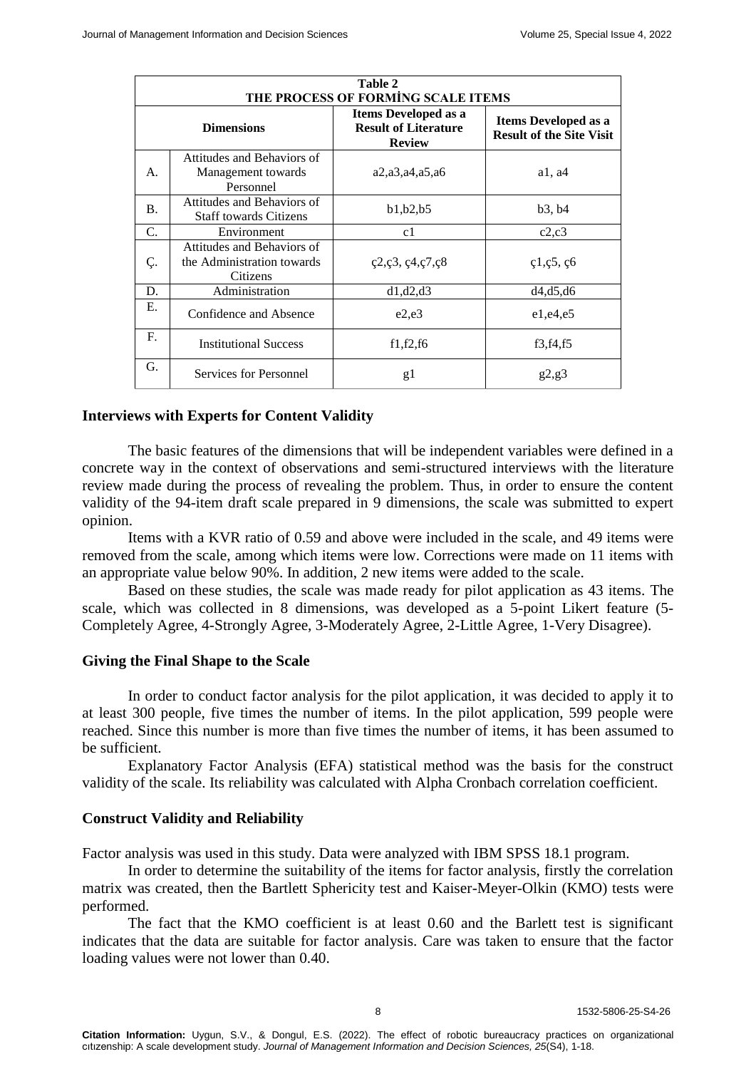**Table 2**
**THE PROCESS OF FORMİNG SCALE ITEMS**

| Dimensions | | Items Developed as a Result of Literature Review | Items Developed as a Result of the Site Visit |
|---|---|---|---|
| A. | Attitudes and Behaviors of Management towards Personnel | a2,a3,a4,a5,a6 | a1, a4 |
| B. | Attitudes and Behaviors of Staff towards Citizens | b1,b2,b5 | b3, b4 |
| C. | Environment | c1 | c2,c3 |
| Ç. | Attitudes and Behaviors of the Administration towards Citizens | ç2,ç3, ç4,ç7,ç8 | ç1,ç5, ç6 |
| D. | Administration | d1,d2,d3 | d4,d5,d6 |
| E. | Confidence and Absence | e2,e3 | e1,e4,e5 |
| F. | Institutional Success | f1,f2,f6 | f3,f4,f5 |
| G. | Services for Personnel | g1 | g2,g3 |

## Interviews with Experts for Content Validity

The basic features of the dimensions that will be independent variables were defined in a concrete way in the context of observations and semi-structured interviews with the literature review made during the process of revealing the problem. Thus, in order to ensure the content validity of the 94-item draft scale prepared in 9 dimensions, the scale was submitted to expert opinion.

Items with a KVR ratio of 0.59 and above were included in the scale, and 49 items were removed from the scale, among which items were low. Corrections were made on 11 items with an appropriate value below 90%. In addition, 2 new items were added to the scale.

Based on these studies, the scale was made ready for pilot application as 43 items. The scale, which was collected in 8 dimensions, was developed as a 5-point Likert feature (5-Completely Agree, 4-Strongly Agree, 3-Moderately Agree, 2-Little Agree, 1-Very Disagree).

## Giving the Final Shape to the Scale

In order to conduct factor analysis for the pilot application, it was decided to apply it to at least 300 people, five times the number of items. In the pilot application, 599 people were reached. Since this number is more than five times the number of items, it has been assumed to be sufficient.

Explanatory Factor Analysis (EFA) statistical method was the basis for the construct validity of the scale. Its reliability was calculated with Alpha Cronbach correlation coefficient.

## Construct Validity and Reliability

Factor analysis was used in this study. Data were analyzed with IBM SPSS 18.1 program.

In order to determine the suitability of the items for factor analysis, firstly the correlation matrix was created, then the Bartlett Sphericity test and Kaiser-Meyer-Olkin (KMO) tests were performed.

The fact that the KMO coefficient is at least 0.60 and the Barlett test is significant indicates that the data are suitable for factor analysis. Care was taken to ensure that the factor loading values were not lower than 0.40.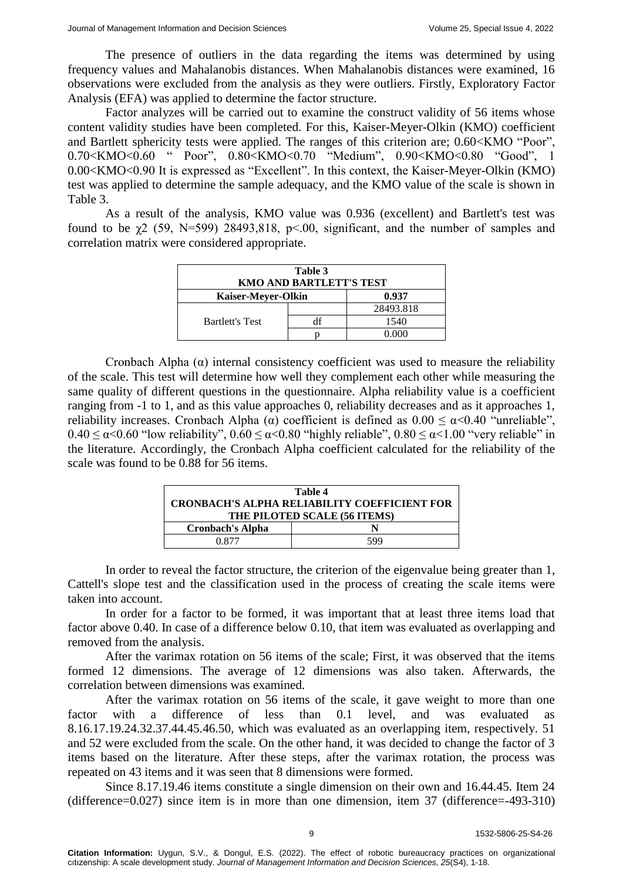The presence of outliers in the data regarding the items was determined by using frequency values and Mahalanobis distances. When Mahalanobis distances were examined, 16 observations were excluded from the analysis as they were outliers. Firstly, Exploratory Factor Analysis (EFA) was applied to determine the factor structure.

Factor analyzes will be carried out to examine the construct validity of 56 items whose content validity studies have been completed. For this, Kaiser-Meyer-Olkin (KMO) coefficient and Bartlett sphericity tests were applied. The ranges of this criterion are; 0.60<KMO "Poor", 0.70<KMO<0.60 " Poor", 0.80<KMO<0.70 "Medium", 0.90<KMO<0.80 "Good", 1 0.00<KMO<0.90 It is expressed as "Excellent". In this context, the Kaiser-Meyer-Olkin (KMO) test was applied to determine the sample adequacy, and the KMO value of the scale is shown in Table 3.

As a result of the analysis, KMO value was 0.936 (excellent) and Bartlett's test was found to be $\chi2$ (59, N=599) 28493,818, p<.00, significant, and the number of samples and correlation matrix were considered appropriate.

**Table 3**
**KMO AND BARTLETT'S TEST**

| Kaiser-Meyer-Olkin | | 0.937 |
|---|---|---|
| Bartlett's Test | | 28493.818 |
| | df | 1540 |
| | p | 0.000 |

Cronbach Alpha ($\alpha$) internal consistency coefficient was used to measure the reliability of the scale. This test will determine how well they complement each other while measuring the same quality of different questions in the questionnaire. Alpha reliability value is a coefficient ranging from -1 to 1, and as this value approaches 0, reliability decreases and as it approaches 1, reliability increases. Cronbach Alpha ($\alpha$) coefficient is defined as $0.00 \leq \alpha < 0.40$ "unreliable", $0.40 \leq \alpha < 0.60$ "low reliability", $0.60 \leq \alpha < 0.80$ "highly reliable", $0.80 \leq \alpha < 1.00$ "very reliable" in the literature. Accordingly, the Cronbach Alpha coefficient calculated for the reliability of the scale was found to be 0.88 for 56 items.

**Table 4**
**CRONBACH'S ALPHA RELIABILITY COEFFICIENT FOR THE PILOTED SCALE (56 ITEMS)**

| Cronbach's Alpha | N |
|---|---|
| 0.877 | 599 |

In order to reveal the factor structure, the criterion of the eigenvalue being greater than 1, Cattell's slope test and the classification used in the process of creating the scale items were taken into account.

In order for a factor to be formed, it was important that at least three items load that factor above 0.40. In case of a difference below 0.10, that item was evaluated as overlapping and removed from the analysis.

After the varimax rotation on 56 items of the scale; First, it was observed that the items formed 12 dimensions. The average of 12 dimensions was also taken. Afterwards, the correlation between dimensions was examined.

After the varimax rotation on 56 items of the scale, it gave weight to more than one factor with a difference of less than 0.1 level, and was evaluated as 8.16.17.19.24.32.37.44.45.46.50, which was evaluated as an overlapping item, respectively. 51 and 52 were excluded from the scale. On the other hand, it was decided to change the factor of 3 items based on the literature. After these steps, after the varimax rotation, the process was repeated on 43 items and it was seen that 8 dimensions were formed.

Since 8.17.19.46 items constitute a single dimension on their own and 16.44.45. Item 24 (difference=0.027) since item is in more than one dimension, item 37 (difference=-493-310)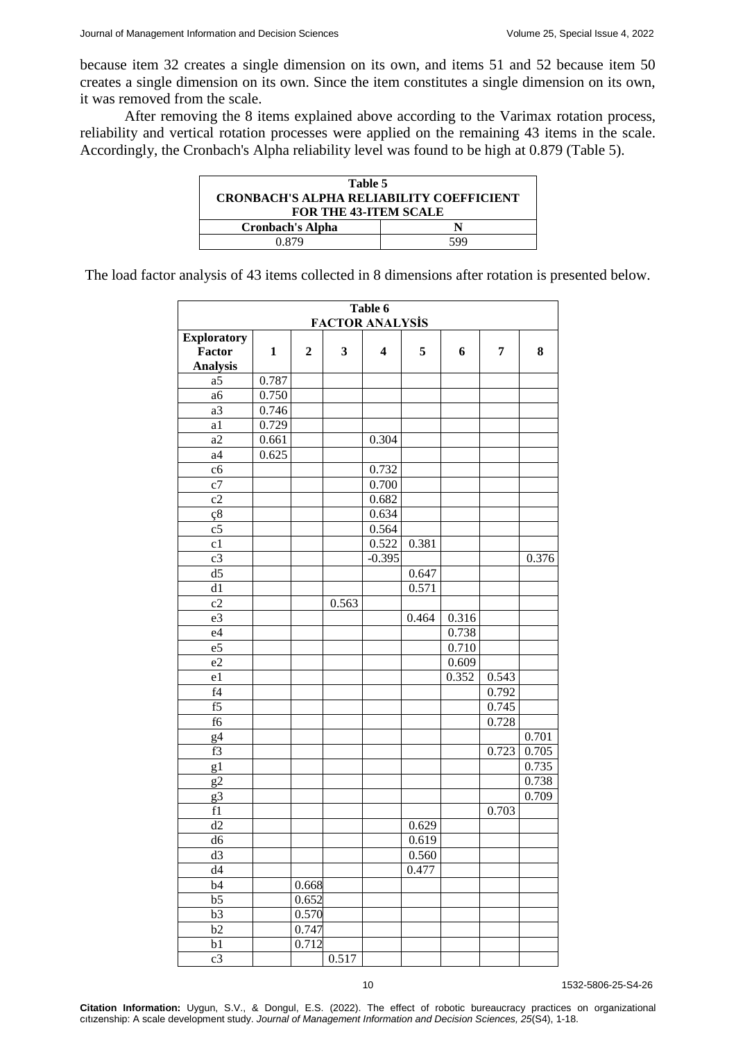because item 32 creates a single dimension on its own, and items 51 and 52 because item 50 creates a single dimension on its own. Since the item constitutes a single dimension on its own, it was removed from the scale.

After removing the 8 items explained above according to the Varimax rotation process, reliability and vertical rotation processes were applied on the remaining 43 items in the scale. Accordingly, the Cronbach's Alpha reliability level was found to be high at 0.879 (Table 5).

**Table 5**
**CRONBACH'S ALPHA RELIABILITY COEFFICIENT FOR THE 43-ITEM SCALE**

| Cronbach's Alpha | N |
|---|---|
| 0.879 | 599 |

The load factor analysis of 43 items collected in 8 dimensions after rotation is presented below.

**Table 6**
**FACTOR ANALYSİS**

| Exploratory Factor Analysis | 1 | 2 | 3 | 4 | 5 | 6 | 7 | 8 |
|---|---|---|---|---|---|---|---|---|
| a5 | 0.787 | | | | | | | |
| a6 | 0.750 | | | | | | | |
| a3 | 0.746 | | | | | | | |
| a1 | 0.729 | | | | | | | |
| a2 | 0.661 | | | 0.304 | | | | |
| a4 | 0.625 | | | | | | | |
| c6 | | | | 0.732 | | | | |
| c7 | | | | 0.700 | | | | |
| c2 | | | | 0.682 | | | | |
| ç8 | | | | 0.634 | | | | |
| c5 | | | | 0.564 | | | | |
| c1 | | | | 0.522 | 0.381 | | | |
| c3 | | | | -0.395 | | | | 0.376 |
| d5 | | | | | 0.647 | | | |
| d1 | | | | | 0.571 | | | |
| c2 | | | 0.563 | | | | | |
| e3 | | | | | 0.464 | 0.316 | | |
| e4 | | | | | | 0.738 | | |
| e5 | | | | | | 0.710 | | |
| e2 | | | | | | 0.609 | | |
| e1 | | | | | | 0.352 | 0.543 | |
| f4 | | | | | | | 0.792 | |
| f5 | | | | | | | 0.745 | |
| f6 | | | | | | | 0.728 | |
| g4 | | | | | | | | 0.701 |
| f3 | | | | | | | 0.723 | 0.705 |
| g1 | | | | | | | | 0.735 |
| g2 | | | | | | | | 0.738 |
| g3 | | | | | | | | 0.709 |
| f1 | | | | | | | 0.703 | |
| d2 | | | | | 0.629 | | | |
| d6 | | | | | 0.619 | | | |
| d3 | | | | | 0.560 | | | |
| d4 | | | | | 0.477 | | | |
| b4 | | 0.668 | | | | | | |
| b5 | | 0.652 | | | | | | |
| b3 | | 0.570 | | | | | | |
| b2 | | 0.747 | | | | | | |
| b1 | | 0.712 | | | | | | |
| c3 | | | 0.517 | | | | | |

**Citation Information:** Uygun, S.V., & Dongul, E.S. (2022). The effect of robotic bureaucracy practices on organizational cıtızenship: A scale development study. *Journal of Management Information and Decision Sciences, 25*(S4), 1-18.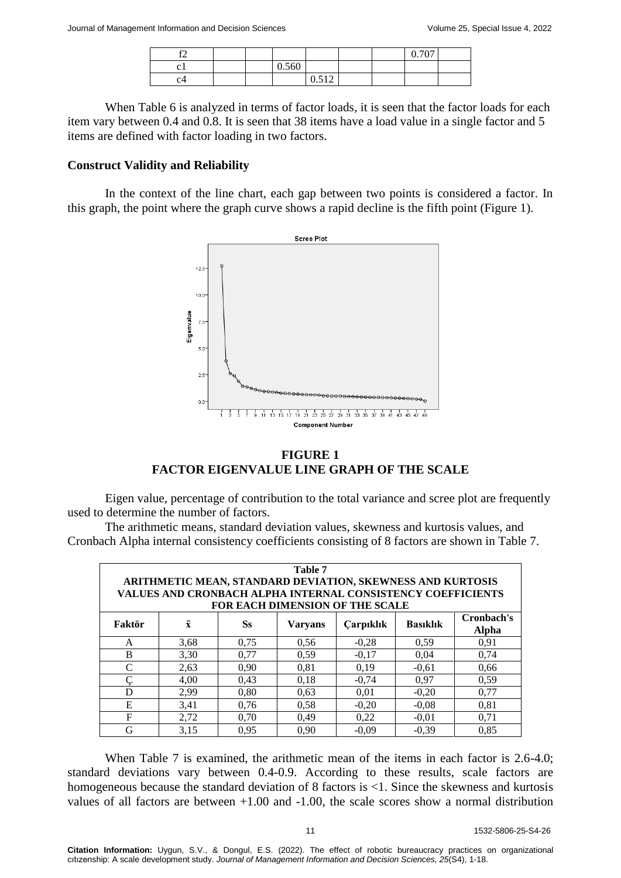| f2 | | | | | | | 0.707 | |
|---|---|---|---|---|---|---|---|---|
| c1 | | | 0.560 | | | | | |
| c4 | | | | 0.512 | | | | |

When Table 6 is analyzed in terms of factor loads, it is seen that the factor loads for each item vary between 0.4 and 0.8. It is seen that 38 items have a load value in a single factor and 5 items are defined with factor loading in two factors.

**Construct Validity and Reliability**

In the context of the line chart, each gap between two points is considered a factor. In this graph, the point where the graph curve shows a rapid decline is the fifth point (Figure 1).

**FIGURE 1**
**FACTOR EIGENVALUE LINE GRAPH OF THE SCALE**

Eigen value, percentage of contribution to the total variance and scree plot are frequently used to determine the number of factors.

The arithmetic means, standard deviation values, skewness and kurtosis values, and Cronbach Alpha internal consistency coefficients consisting of 8 factors are shown in Table 7.

**Table 7**
**ARITHMETIC MEAN, STANDARD DEVIATION, SKEWNESS AND KURTOSIS VALUES AND CRONBACH ALPHA INTERNAL CONSISTENCY COEFFICIENTS FOR EACH DIMENSION OF THE SCALE**

| Faktör | $\bar{x}$ | Ss | Varyans | Çarpıklık | Basıklık | Cronbach's Alpha |
|---|---|---|---|---|---|---|
| A | 3,68 | 0,75 | 0,56 | -0,28 | 0,59 | 0,91 |
| B | 3,30 | 0,77 | 0,59 | -0,17 | 0,04 | 0,74 |
| C | 2,63 | 0,90 | 0,81 | 0,19 | -0,61 | 0,66 |
| Ç | 4,00 | 0,43 | 0,18 | -0,74 | 0,97 | 0,59 |
| D | 2,99 | 0,80 | 0,63 | 0,01 | -0,20 | 0,77 |
| E | 3,41 | 0,76 | 0,58 | -0,20 | -0,08 | 0,81 |
| F | 2,72 | 0,70 | 0,49 | 0,22 | -0,01 | 0,71 |
| G | 3,15 | 0,95 | 0,90 | -0,09 | -0,39 | 0,85 |

When Table 7 is examined, the arithmetic mean of the items in each factor is 2.6-4.0; standard deviations vary between 0.4-0.9. According to these results, scale factors are homogeneous because the standard deviation of 8 factors is <1. Since the skewness and kurtosis values of all factors are between +1.00 and -1.00, the scale scores show a normal distribution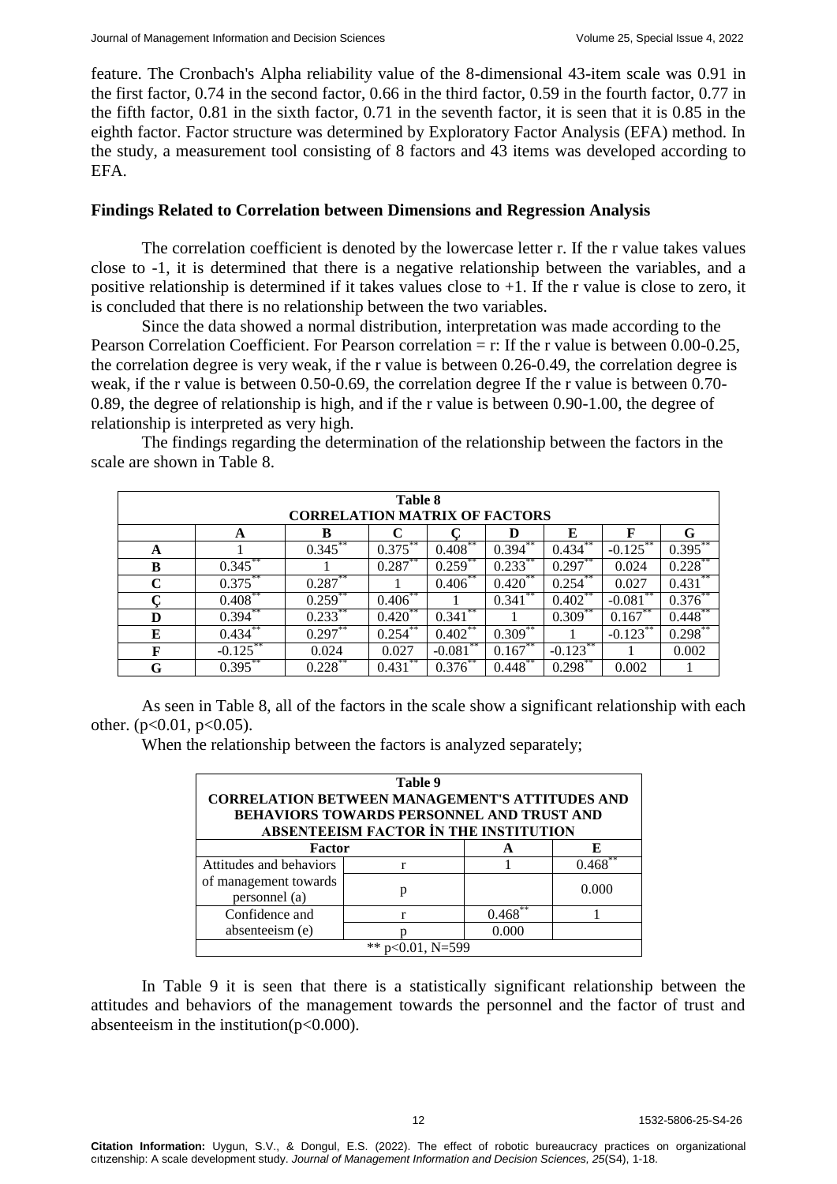feature. The Cronbach's Alpha reliability value of the 8-dimensional 43-item scale was 0.91 in the first factor, 0.74 in the second factor, 0.66 in the third factor, 0.59 in the fourth factor, 0.77 in the fifth factor, 0.81 in the sixth factor, 0.71 in the seventh factor, it is seen that it is 0.85 in the eighth factor. Factor structure was determined by Exploratory Factor Analysis (EFA) method. In the study, a measurement tool consisting of 8 factors and 43 items was developed according to EFA.

### Findings Related to Correlation between Dimensions and Regression Analysis

The correlation coefficient is denoted by the lowercase letter r. If the r value takes values close to -1, it is determined that there is a negative relationship between the variables, and a positive relationship is determined if it takes values close to +1. If the r value is close to zero, it is concluded that there is no relationship between the two variables.

Since the data showed a normal distribution, interpretation was made according to the Pearson Correlation Coefficient. For Pearson correlation = r: If the r value is between 0.00-0.25, the correlation degree is very weak, if the r value is between 0.26-0.49, the correlation degree is weak, if the r value is between 0.50-0.69, the correlation degree If the r value is between 0.70-0.89, the degree of relationship is high, and if the r value is between 0.90-1.00, the degree of relationship is interpreted as very high.

The findings regarding the determination of the relationship between the factors in the scale are shown in Table 8.

**Table 8**
**CORRELATION MATRIX OF FACTORS**

| | A | B | C | Ç | D | E | F | G |
|---|---|---|---|---|---|---|---|---|
| **A** | 1 | 0.345** | 0.375** | 0.408** | 0.394** | 0.434** | -0.125** | 0.395** |
| **B** | 0.345** | 1 | 0.287** | 0.259** | 0.233** | 0.297** | 0.024 | 0.228** |
| **C** | 0.375** | 0.287** | 1 | 0.406** | 0.420** | 0.254** | 0.027 | 0.431** |
| **Ç** | 0.408** | 0.259** | 0.406** | 1 | 0.341** | 0.402** | -0.081** | 0.376** |
| **D** | 0.394** | 0.233** | 0.420** | 0.341** | 1 | 0.309** | 0.167** | 0.448** |
| **E** | 0.434** | 0.297** | 0.254** | 0.402** | 0.309** | 1 | -0.123** | 0.298** |
| **F** | -0.125** | 0.024 | 0.027 | -0.081** | 0.167** | -0.123** | 1 | 0.002 |
| **G** | 0.395** | 0.228** | 0.431** | 0.376** | 0.448** | 0.298** | 0.002 | 1 |

As seen in Table 8, all of the factors in the scale show a significant relationship with each other. ($p<0.01$, $p<0.05$).

When the relationship between the factors is analyzed separately;

**Table 9**
**CORRELATION BETWEEN MANAGEMENT'S ATTITUDES AND BEHAVIORS TOWARDS PERSONNEL AND TRUST AND ABSENTEEISM FACTOR İN THE INSTITUTION**

| Factor | | A | E |
|---|---|---|---|
| Attitudes and behaviors of management towards personnel (a) | r | 1 | 0.468** |
| | p | | 0.000 |
| Confidence and absenteeism (e) | r | 0.468** | 1 |
| | p | 0.000 | |
| ** p<0.01, N=599 | | | |

In Table 9 it is seen that there is a statistically significant relationship between the attitudes and behaviors of the management towards the personnel and the factor of trust and absenteeism in the institution($p<0.000$).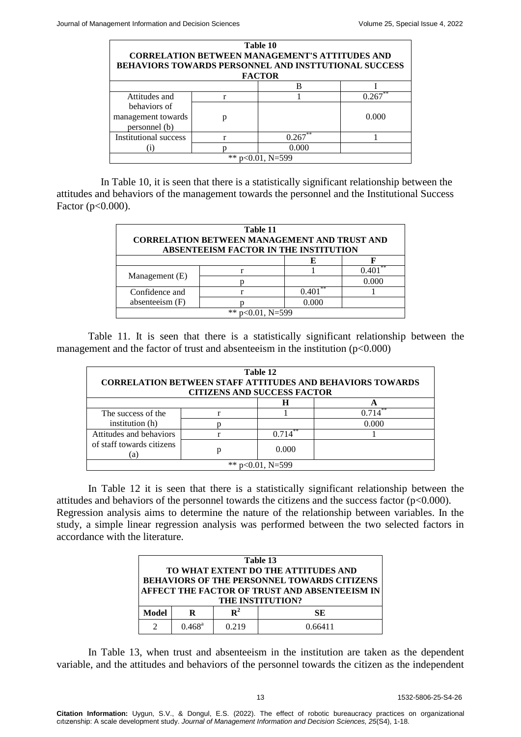**Table 10**
**CORRELATION BETWEEN MANAGEMENT'S ATTITUDES AND BEHAVIORS TOWARDS PERSONNEL AND INSTTUTIONAL SUCCESS FACTOR**

| | | B | I |
|---|---|---|---|
| Attitudes and behaviors of management towards personnel (b) | r | 1 | 0.267** |
| | p | | 0.000 |
| Institutional success (i) | r | 0.267** | 1 |
| | p | 0.000 | |
| ** p<0.01, N=599 | | | |

In Table 10, it is seen that there is a statistically significant relationship between the attitudes and behaviors of the management towards the personnel and the Institutional Success Factor (p<0.000).

**Table 11**
**CORRELATION BETWEEN MANAGEMENT AND TRUST AND ABSENTEEISM FACTOR IN THE INSTITUTION**

| | | E | F |
|---|---|---|---|
| Management (E) | r | 1 | 0.401** |
| | p | | 0.000 |
| Confidence and absenteeism (F) | r | 0.401** | 1 |
| | p | 0.000 | |
| ** p<0.01, N=599 | | | |

Table 11. It is seen that there is a statistically significant relationship between the management and the factor of trust and absenteeism in the institution (p<0.000)

**Table 12**
**CORRELATION BETWEEN STAFF ATTITUDES AND BEHAVIORS TOWARDS CITIZENS AND SUCCESS FACTOR**

| | | H | A |
|---|---|---|---|
| The success of the institution (h) | r | 1 | 0.714** |
| | p | | 0.000 |
| Attitudes and behaviors of staff towards citizens (a) | r | 0.714** | 1 |
| | p | 0.000 | |
| ** p<0.01, N=599 | | | |

In Table 12 it is seen that there is a statistically significant relationship between the attitudes and behaviors of the personnel towards the citizens and the success factor (p<0.000). Regression analysis aims to determine the nature of the relationship between variables. In the study, a simple linear regression analysis was performed between the two selected factors in accordance with the literature.

**Table 13**
**TO WHAT EXTENT DO THE ATTITUDES AND BEHAVIORS OF THE PERSONNEL TOWARDS CITIZENS AFFECT THE FACTOR OF TRUST AND ABSENTEEISM IN THE INSTITUTION?**

| Model | R | $R^2$ | SE |
|---|---|---|---|
| 2 | 0.468[a] | 0.219 | 0.66411 |

In Table 13, when trust and absenteeism in the institution are taken as the dependent variable, and the attitudes and behaviors of the personnel towards the citizen as the independent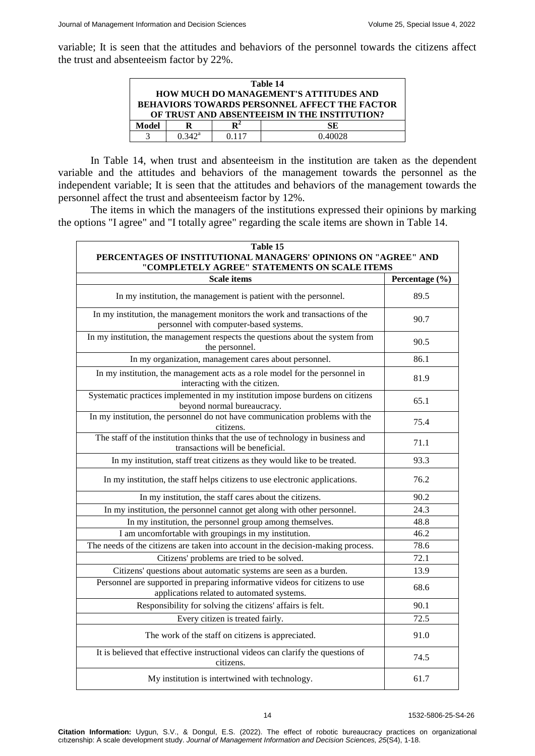variable; It is seen that the attitudes and behaviors of the personnel towards the citizens affect the trust and absenteeism factor by 22%.

**Table 14**
**HOW MUCH DO MANAGEMENT'S ATTITUDES AND BEHAVIORS TOWARDS PERSONNEL AFFECT THE FACTOR OF TRUST AND ABSENTEEISM IN THE INSTITUTION?**

| Model | R | $R^2$ | SE |
|---|---|---|---|
| 3 | $0.342^a$ | 0.117 | 0.40028 |

In Table 14, when trust and absenteeism in the institution are taken as the dependent variable and the attitudes and behaviors of the management towards the personnel as the independent variable; It is seen that the attitudes and behaviors of the management towards the personnel affect the trust and absenteeism factor by 12%.

The items in which the managers of the institutions expressed their opinions by marking the options "I agree" and "I totally agree" regarding the scale items are shown in Table 14.

**Table 15**
**PERCENTAGES OF INSTITUTIONAL MANAGERS' OPINIONS ON "AGREE" AND "COMPLETELY AGREE" STATEMENTS ON SCALE ITEMS**

| Scale items | Percentage (%) |
|---|---|
| In my institution, the management is patient with the personnel. | 89.5 |
| In my institution, the management monitors the work and transactions of the personnel with computer-based systems. | 90.7 |
| In my institution, the management respects the questions about the system from the personnel. | 90.5 |
| In my organization, management cares about personnel. | 86.1 |
| In my institution, the management acts as a role model for the personnel in interacting with the citizen. | 81.9 |
| Systematic practices implemented in my institution impose burdens on citizens beyond normal bureaucracy. | 65.1 |
| In my institution, the personnel do not have communication problems with the citizens. | 75.4 |
| The staff of the institution thinks that the use of technology in business and transactions will be beneficial. | 71.1 |
| In my institution, staff treat citizens as they would like to be treated. | 93.3 |
| In my institution, the staff helps citizens to use electronic applications. | 76.2 |
| In my institution, the staff cares about the citizens. | 90.2 |
| In my institution, the personnel cannot get along with other personnel. | 24.3 |
| In my institution, the personnel group among themselves. | 48.8 |
| I am uncomfortable with groupings in my institution. | 46.2 |
| The needs of the citizens are taken into account in the decision-making process. | 78.6 |
| Citizens' problems are tried to be solved. | 72.1 |
| Citizens' questions about automatic systems are seen as a burden. | 13.9 |
| Personnel are supported in preparing informative videos for citizens to use applications related to automated systems. | 68.6 |
| Responsibility for solving the citizens' affairs is felt. | 90.1 |
| Every citizen is treated fairly. | 72.5 |
| The work of the staff on citizens is appreciated. | 91.0 |
| It is believed that effective instructional videos can clarify the questions of citizens. | 74.5 |
| My institution is intertwined with technology. | 61.7 |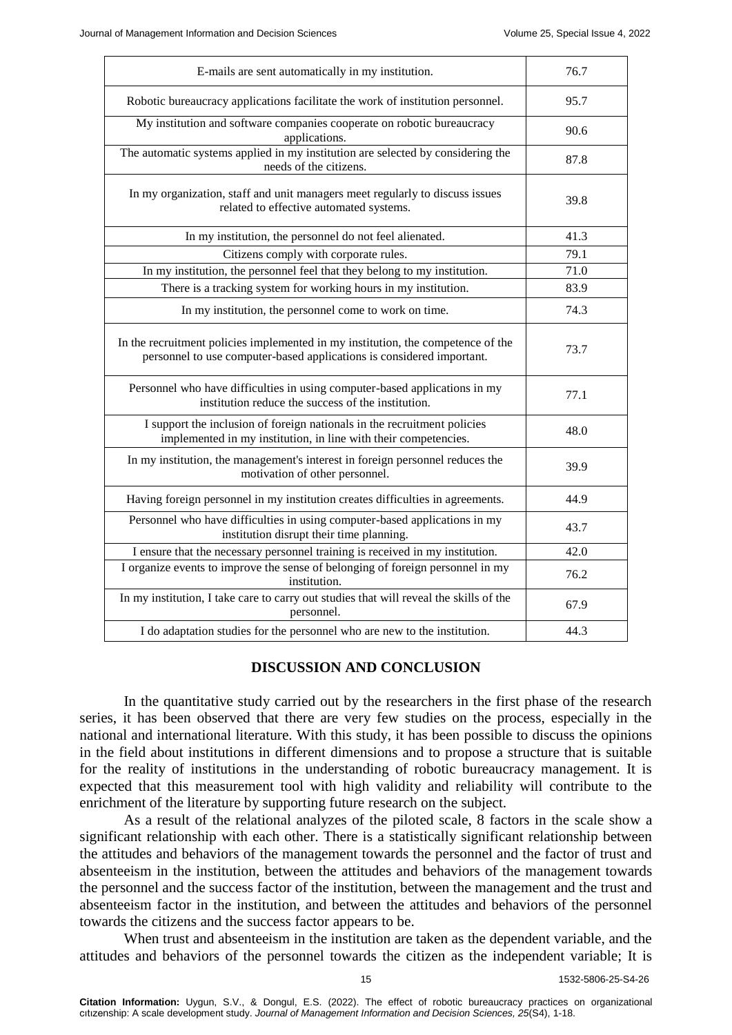| | |
|---|---|
| E-mails are sent automatically in my institution. | 76.7 |
| Robotic bureaucracy applications facilitate the work of institution personnel. | 95.7 |
| My institution and software companies cooperate on robotic bureaucracy applications. | 90.6 |
| The automatic systems applied in my institution are selected by considering the needs of the citizens. | 87.8 |
| In my organization, staff and unit managers meet regularly to discuss issues related to effective automated systems. | 39.8 |
| In my institution, the personnel do not feel alienated. | 41.3 |
| Citizens comply with corporate rules. | 79.1 |
| In my institution, the personnel feel that they belong to my institution. | 71.0 |
| There is a tracking system for working hours in my institution. | 83.9 |
| In my institution, the personnel come to work on time. | 74.3 |
| In the recruitment policies implemented in my institution, the competence of the personnel to use computer-based applications is considered important. | 73.7 |
| Personnel who have difficulties in using computer-based applications in my institution reduce the success of the institution. | 77.1 |
| I support the inclusion of foreign nationals in the recruitment policies implemented in my institution, in line with their competencies. | 48.0 |
| In my institution, the management's interest in foreign personnel reduces the motivation of other personnel. | 39.9 |
| Having foreign personnel in my institution creates difficulties in agreements. | 44.9 |
| Personnel who have difficulties in using computer-based applications in my institution disrupt their time planning. | 43.7 |
| I ensure that the necessary personnel training is received in my institution. | 42.0 |
| I organize events to improve the sense of belonging of foreign personnel in my institution. | 76.2 |
| In my institution, I take care to carry out studies that will reveal the skills of the personnel. | 67.9 |
| I do adaptation studies for the personnel who are new to the institution. | 44.3 |

## DISCUSSION AND CONCLUSION

In the quantitative study carried out by the researchers in the first phase of the research series, it has been observed that there are very few studies on the process, especially in the national and international literature. With this study, it has been possible to discuss the opinions in the field about institutions in different dimensions and to propose a structure that is suitable for the reality of institutions in the understanding of robotic bureaucracy management. It is expected that this measurement tool with high validity and reliability will contribute to the enrichment of the literature by supporting future research on the subject.

As a result of the relational analyzes of the piloted scale, 8 factors in the scale show a significant relationship with each other. There is a statistically significant relationship between the attitudes and behaviors of the management towards the personnel and the factor of trust and absenteeism in the institution, between the attitudes and behaviors of the management towards the personnel and the success factor of the institution, between the management and the trust and absenteeism factor in the institution, and between the attitudes and behaviors of the personnel towards the citizens and the success factor appears to be.

When trust and absenteeism in the institution are taken as the dependent variable, and the attitudes and behaviors of the personnel towards the citizen as the independent variable; It is

**Citation Information:** Uygun, S.V., & Dongul, E.S. (2022). The effect of robotic bureaucracy practices on organizational cıtızenship: A scale development study. *Journal of Management Information and Decision Sciences, 25*(S4), 1-18.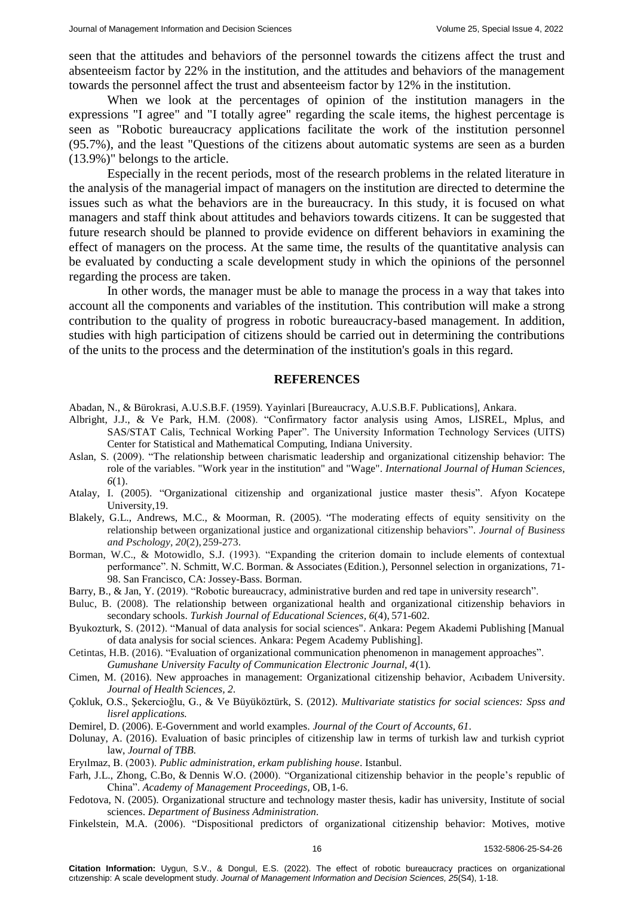seen that the attitudes and behaviors of the personnel towards the citizens affect the trust and absenteeism factor by 22% in the institution, and the attitudes and behaviors of the management towards the personnel affect the trust and absenteeism factor by 12% in the institution.

When we look at the percentages of opinion of the institution managers in the expressions "I agree" and "I totally agree" regarding the scale items, the highest percentage is seen as "Robotic bureaucracy applications facilitate the work of the institution personnel (95.7%), and the least "Questions of the citizens about automatic systems are seen as a burden (13.9%)" belongs to the article.

Especially in the recent periods, most of the research problems in the related literature in the analysis of the managerial impact of managers on the institution are directed to determine the issues such as what the behaviors are in the bureaucracy. In this study, it is focused on what managers and staff think about attitudes and behaviors towards citizens. It can be suggested that future research should be planned to provide evidence on different behaviors in examining the effect of managers on the process. At the same time, the results of the quantitative analysis can be evaluated by conducting a scale development study in which the opinions of the personnel regarding the process are taken.

In other words, the manager must be able to manage the process in a way that takes into account all the components and variables of the institution. This contribution will make a strong contribution to the quality of progress in robotic bureaucracy-based management. In addition, studies with high participation of citizens should be carried out in determining the contributions of the units to the process and the determination of the institution's goals in this regard.

## REFERENCES

Abadan, N., & Bürokrasi, A.U.S.B.F. (1959). Yayinlari [Bureaucracy, A.U.S.B.F. Publications], Ankara.

Albright, J.J., & Ve Park, H.M. (2008). "Confirmatory factor analysis using Amos, LISREL, Mplus, and SAS/STAT Calis, Technical Working Paper". The University Information Technology Services (UITS) Center for Statistical and Mathematical Computing, Indiana University.

Aslan, S. (2009). "The relationship between charismatic leadership and organizational citizenship behavior: The role of the variables. "Work year in the institution" and "Wage". *International Journal of Human Sciences, 6*(1).

Atalay, I. (2005). "Organizational citizenship and organizational justice master thesis". Afyon Kocatepe University,19.

Blakely, G.L., Andrews, M.C., & Moorman, R. (2005). "The moderating effects of equity sensitivity on the relationship between organizational justice and organizational citizenship behaviors". *Journal of Business and Pschology, 20*(2), 259-273.

Borman, W.C., & Motowidlo, S.J. (1993). "Expanding the criterion domain to include elements of contextual performance". N. Schmitt, W.C. Borman. & Associates (Edition.), Personnel selection in organizations, 71-98. San Francisco, CA: Jossey-Bass. Borman.

Barry, B., & Jan, Y. (2019). "Robotic bureaucracy, administrative burden and red tape in university research".

Buluc, B. (2008). The relationship between organizational health and organizational citizenship behaviors in secondary schools. *Turkish Journal of Educational Sciences, 6*(4), 571-602.

Byukozturk, S. (2012). "Manual of data analysis for social sciences". Ankara: Pegem Akademi Publishing [Manual of data analysis for social sciences. Ankara: Pegem Academy Publishing].

Cetintas, H.B. (2016). "Evaluation of organizational communication phenomenon in management approaches". *Gumushane University Faculty of Communication Electronic Journal, 4*(1).

Cimen, M. (2016). New approaches in management: Organizational citizenship behavior, Acıbadem University. *Journal of Health Sciences, 2*.

Çokluk, O.S., Şekercioğlu, G., & Ve Büyüköztürk, S. (2012). *Multivariate statistics for social sciences: Spss and lisrel applications.*

Demirel, D. (2006). E-Government and world examples. *Journal of the Court of Accounts, 61*.

Dolunay, A. (2016). Evaluation of basic principles of citizenship law in terms of turkish law and turkish cypriot law, *Journal of TBB.*

Eryılmaz, B. (2003). *Public administration, erkam publishing house*. Istanbul.

Farh, J.L., Zhong, C.Bo, & Dennis W.O. (2000). "Organizational citizenship behavior in the people's republic of China". *Academy of Management Proceedings*, OB, 1-6.

Fedotova, N. (2005). Organizational structure and technology master thesis, kadir has university, Institute of social sciences. *Department of Business Administration*.

Finkelstein, M.A. (2006). "Dispositional predictors of organizational citizenship behavior: Motives, motive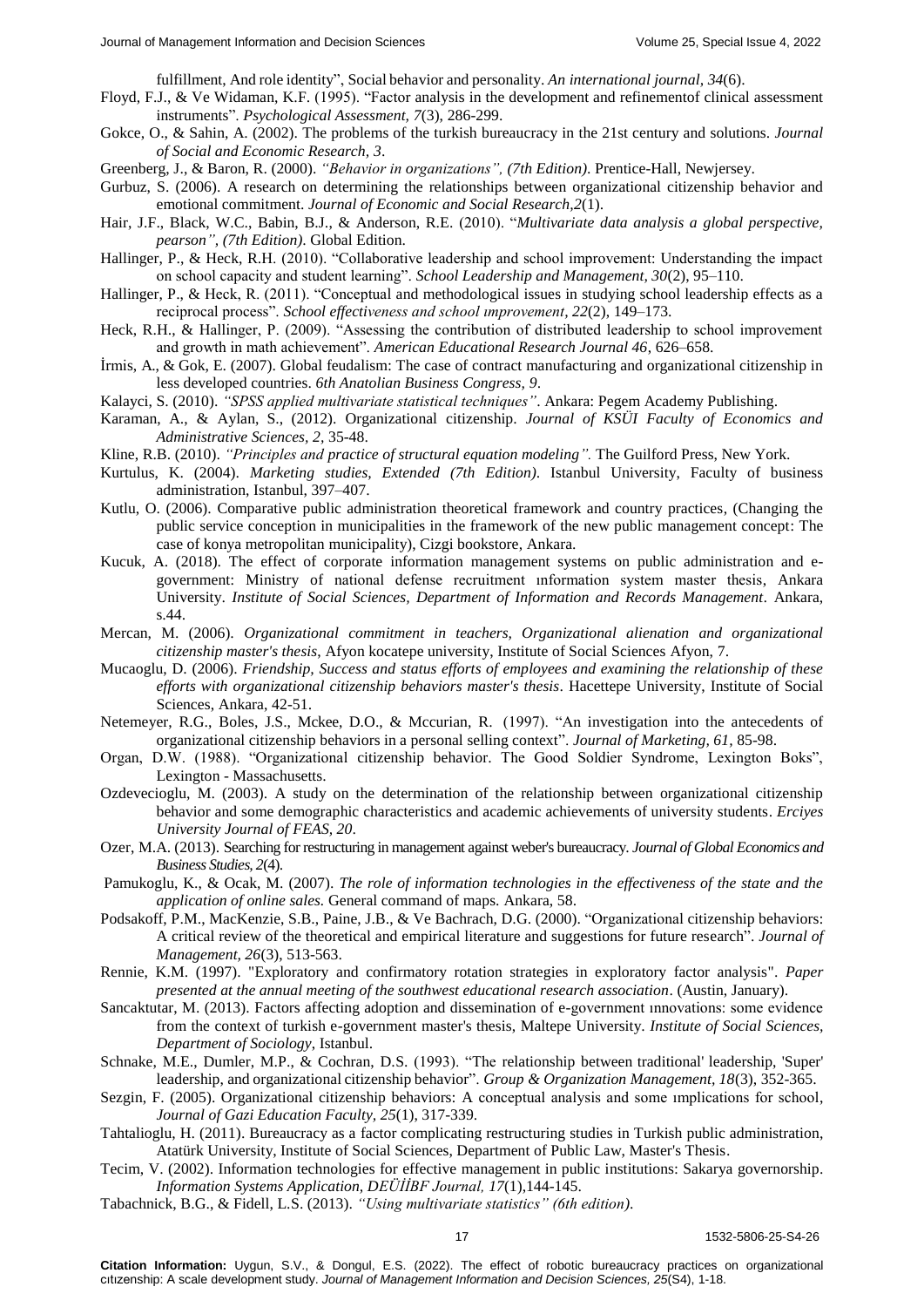fulfillment, And role identity", Social behavior and personality. *An international journal, 34*(6).

Floyd, F.J., & Ve Widaman, K.F. (1995). "Factor analysis in the development and refinementof clinical assessment instruments". *Psychological Assessment, 7*(3), 286-299.

Gokce, O., & Sahin, A. (2002). The problems of the turkish bureaucracy in the 21st century and solutions. *Journal of Social and Economic Research, 3*.

Greenberg, J., & Baron, R. (2000). *"Behavior in organizations", (7th Edition)*. Prentice-Hall, Newjersey.

Gurbuz, S. (2006). A research on determining the relationships between organizational citizenship behavior and emotional commitment. *Journal of Economic and Social Research,2*(1).

Hair, J.F., Black, W.C., Babin, B.J., & Anderson, R.E. (2010). "*Multivariate data analysis a global perspective, pearson", (7th Edition)*. Global Edition.

Hallinger, P., & Heck, R.H. (2010). "Collaborative leadership and school improvement: Understanding the impact on school capacity and student learning". *School Leadership and Management, 30*(2), 95–110.

Hallinger, P., & Heck, R. (2011). "Conceptual and methodological issues in studying school leadership effects as a reciprocal process". *School effectiveness and school ımprovement, 22*(2), 149–173.

Heck, R.H., & Hallinger, P. (2009). "Assessing the contribution of distributed leadership to school improvement and growth in math achievement". *American Educational Research Journal 46*, 626–658.

İrmis, A., & Gok, E. (2007). Global feudalism: The case of contract manufacturing and organizational citizenship in less developed countries. *6th Anatolian Business Congress, 9*.

Kalayci, S. (2010). *"SPSS applied multivariate statistical techniques"*. Ankara: Pegem Academy Publishing.

Karaman, A., & Aylan, S., (2012). Organizational citizenship. *Journal of KSÜI Faculty of Economics and Administrative Sciences, 2*, 35-48.

Kline, R.B. (2010). *"Principles and practice of structural equation modeling"*. The Guilford Press, New York.

Kurtulus, K. (2004). *Marketing studies, Extended (7th Edition)*. Istanbul University, Faculty of business administration, Istanbul, 397–407.

Kutlu, O. (2006). Comparative public administration theoretical framework and country practices, (Changing the public service conception in municipalities in the framework of the new public management concept: The case of konya metropolitan municipality), Cizgi bookstore, Ankara.

Kucuk, A. (2018). The effect of corporate information management systems on public administration and e-government: Ministry of national defense recruitment ınformation system master thesis, Ankara University. *Institute of Social Sciences, Department of Information and Records Management*. Ankara, s.44.

Mercan, M. (2006). *Organizational commitment in teachers, Organizational alienation and organizational citizenship master's thesis*, Afyon kocatepe university, Institute of Social Sciences Afyon, 7.

Mucaoglu, D. (2006). *Friendship, Success and status efforts of employees and examining the relationship of these efforts with organizational citizenship behaviors master's thesis*. Hacettepe University, Institute of Social Sciences, Ankara, 42-51.

Netemeyer, R.G., Boles, J.S., Mckee, D.O., & Mccurian, R. (1997). "An investigation into the antecedents of organizational citizenship behaviors in a personal selling context". *Journal of Marketing, 61*, 85-98.

Organ, D.W. (1988). "Organizational citizenship behavior. The Good Soldier Syndrome, Lexington Boks", Lexington - Massachusetts.

Ozdevecioglu, M. (2003). A study on the determination of the relationship between organizational citizenship behavior and some demographic characteristics and academic achievements of university students. *Erciyes University Journal of FEAS, 20*.

Ozer, M.A. (2013). Searching for restructuring in management against weber's bureaucracy. *Journal of Global Economics and Business Studies, 2*(4).

Pamukoglu, K., & Ocak, M. (2007). *The role of information technologies in the effectiveness of the state and the application of online sales.* General command of maps. Ankara, 58.

Podsakoff, P.M., MacKenzie, S.B., Paine, J.B., & Ve Bachrach, D.G. (2000). "Organizational citizenship behaviors: A critical review of the theoretical and empirical literature and suggestions for future research". *Journal of Management, 26*(3), 513-563.

Rennie, K.M. (1997). "Exploratory and confirmatory rotation strategies in exploratory factor analysis". *Paper presented at the annual meeting of the southwest educational research association*. (Austin, January).

Sancaktutar, M. (2013). Factors affecting adoption and dissemination of e-government ınnovations: some evidence from the context of turkish e-government master's thesis, Maltepe University. *Institute of Social Sciences, Department of Sociology*, Istanbul.

Schnake, M.E., Dumler, M.P., & Cochran, D.S. (1993). "The relationship between traditional' leadership, 'Super' leadership, and organizational citizenship behavior". *Group & Organization Management, 18*(3), 352-365.

Sezgin, F. (2005). Organizational citizenship behaviors: A conceptual analysis and some ımplications for school, *Journal of Gazi Education Faculty, 25*(1), 317-339.

Tahtalioglu, H. (2011). Bureaucracy as a factor complicating restructuring studies in Turkish public administration, Atatürk University, Institute of Social Sciences, Department of Public Law, Master's Thesis.

Tecim, V. (2002). Information technologies for effective management in public institutions: Sakarya governorship. *Information Systems Application, DEÜİİBF Journal, 17*(1),144-145.

Tabachnick, B.G., & Fidell, L.S. (2013). *"Using multivariate statistics" (6th edition)*.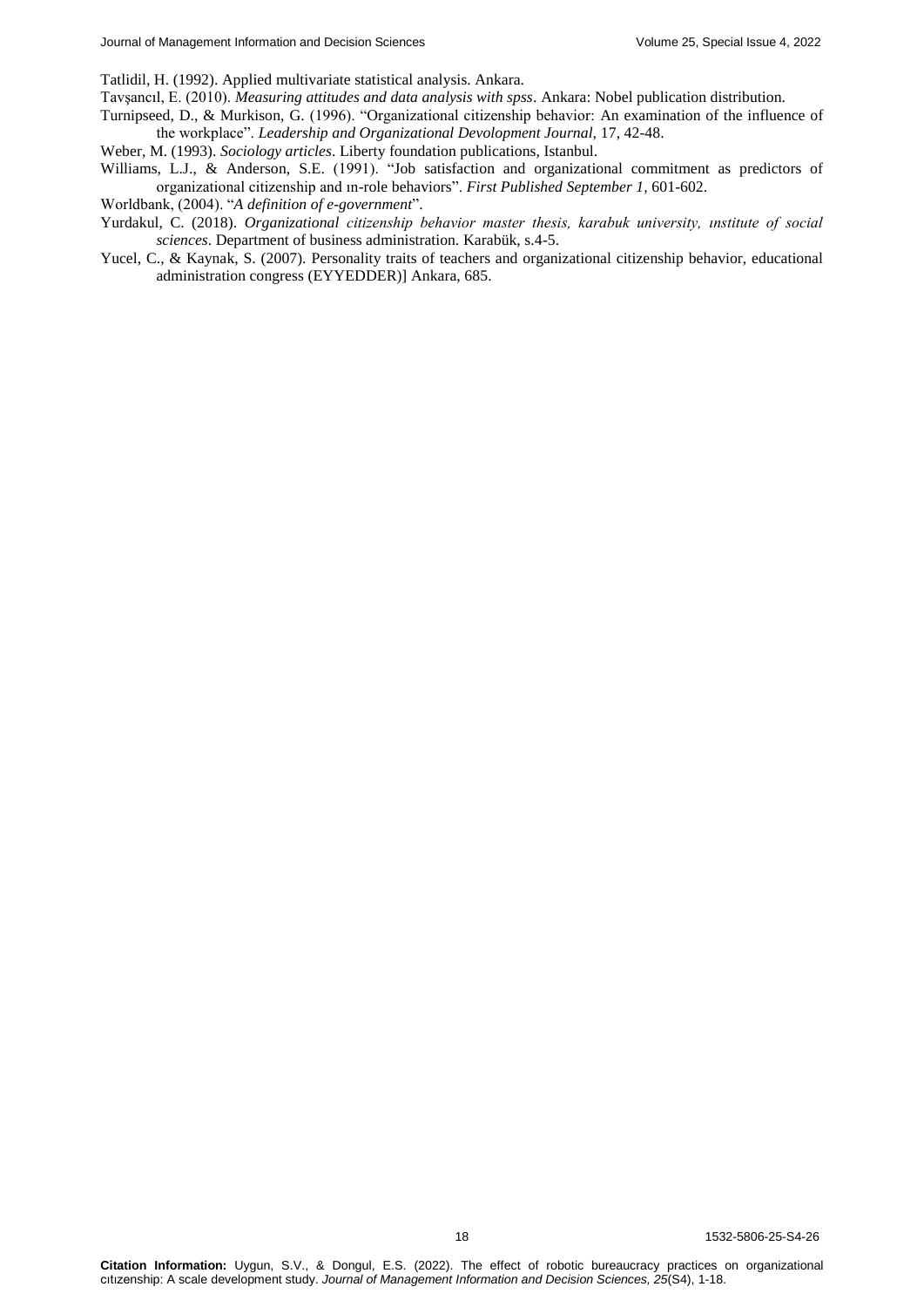Tatlidil, H. (1992). Applied multivariate statistical analysis. Ankara.

Tavşancıl, E. (2010). *Measuring attitudes and data analysis with spss*. Ankara: Nobel publication distribution.

Turnipseed, D., & Murkison, G. (1996). "Organizational citizenship behavior: An examination of the influence of the workplace". *Leadership and Organizational Devolopment Journal,* 17, 42-48.

Weber, M. (1993). *Sociology articles*. Liberty foundation publications, Istanbul.

Williams, L.J., & Anderson, S.E. (1991). "Job satisfaction and organizational commitment as predictors of organizational citizenship and ın-role behaviors". *First Published September 1*, 601-602.

Worldbank, (2004). "*A definition of e-government*".

Yurdakul, C. (2018). *Organizational citizenship behavior master thesis, karabuk university, ınstitute of social sciences*. Department of business administration. Karabük, s.4-5.

Yucel, C., & Kaynak, S. (2007). Personality traits of teachers and organizational citizenship behavior, educational administration congress (EYYEDDER)] Ankara, 685.